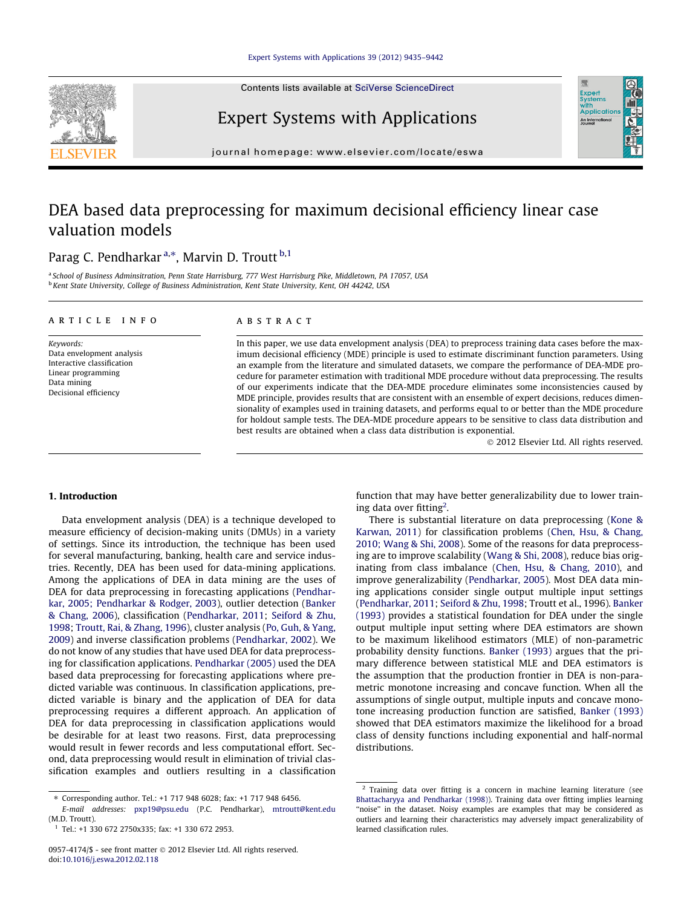# DEA based data preprocessing for maximum decisional efficiency linear case valuation models

Parag C. Pendharkar [a,*], Marvin D. Troutt [b,1]

[a] School of Business Adminsitration, Penn State Harrisburg, 777 West Harrisburg Pike, Middletown, PA 17057, USA
[b] Kent State University, College of Business Administration, Kent State University, Kent, OH 44242, USA

**ARTICLE INFO**

*Keywords:*
Data envelopment analysis
Interactive classification
Linear programming
Data mining
Decisional efficiency

**ABSTRACT**

In this paper, we use data envelopment analysis (DEA) to preprocess training data cases before the maximum decisional efficiency (MDE) principle is used to estimate discriminant function parameters. Using an example from the literature and simulated datasets, we compare the performance of DEA-MDE procedure for parameter estimation with traditional MDE procedure without data preprocessing. The results of our experiments indicate that the DEA-MDE procedure eliminates some inconsistencies caused by MDE principle, provides results that are consistent with an ensemble of expert decisions, reduces dimensionality of examples used in training datasets, and performs equal to or better than the MDE procedure for holdout sample tests. The DEA-MDE procedure appears to be sensitive to class data distribution and best results are obtained when a class data distribution is exponential.

© 2012 Elsevier Ltd. All rights reserved.

## 1. Introduction

Data envelopment analysis (DEA) is a technique developed to measure efficiency of decision-making units (DMUs) in a variety of settings. Since its introduction, the technique has been used for several manufacturing, banking, health care and service industries. Recently, DEA has been used for data-mining applications. Among the applications of DEA in data mining are the uses of DEA for data preprocessing in forecasting applications (Pendharkar, 2005; Pendharkar & Rodger, 2003), outlier detection (Banker & Chang, 2006), classification (Pendharkar, 2011; Seiford & Zhu, 1998; Troutt, Rai, & Zhang, 1996), cluster analysis (Po, Guh, & Yang, 2009) and inverse classification problems (Pendharkar, 2002). We do not know of any studies that have used DEA for data preprocessing for classification applications. Pendharkar (2005) used the DEA based data preprocessing for forecasting applications where predicted variable was continuous. In classification applications, predicted variable is binary and the application of DEA for data preprocessing requires a different approach. An application of DEA for data preprocessing in classification applications would be desirable for at least two reasons. First, data preprocessing would result in fewer records and less computational effort. Second, data preprocessing would result in elimination of trivial classification examples and outliers resulting in a classification function that may have better generalizability due to lower training data over fitting[2].

There is substantial literature on data preprocessing (Kone & Karwan, 2011) for classification problems (Chen, Hsu, & Chang, 2010; Wang & Shi, 2008). Some of the reasons for data preprocessing are to improve scalability (Wang & Shi, 2008), reduce bias originating from class imbalance (Chen, Hsu, & Chang, 2010), and improve generalizability (Pendharkar, 2005). Most DEA data mining applications consider single output multiple input settings (Pendharkar, 2011; Seiford & Zhu, 1998; Troutt et al., 1996). Banker (1993) provides a statistical foundation for DEA under the single output multiple input setting where DEA estimators are shown to be maximum likelihood estimators (MLE) of non-parametric probability density functions. Banker (1993) argues that the primary difference between statistical MLE and DEA estimators is the assumption that the production frontier in DEA is non-parametric monotone increasing and concave function. When all the assumptions of single output, multiple inputs and concave monotone increasing production function are satisfied, Banker (1993) showed that DEA estimators maximize the likelihood for a broad class of density functions including exponential and half-normal distributions.

---

\* Corresponding author. Tel.: +1 717 948 6028; fax: +1 717 948 6456.
*E-mail addresses:* pxp19@psu.edu (P.C. Pendharkar), mtroutt@kent.edu (M.D. Troutt).
[1] Tel.: +1 330 672 2750x335; fax: +1 330 672 2953.

[2] Training data over fitting is a concern in machine learning literature (see Bhattacharyya and Pendharkar (1998)). Training data over fitting implies learning "noise" in the dataset. Noisy examples are examples that may be considered as outliers and learning their characteristics may adversely impact generalizability of learned classification rules.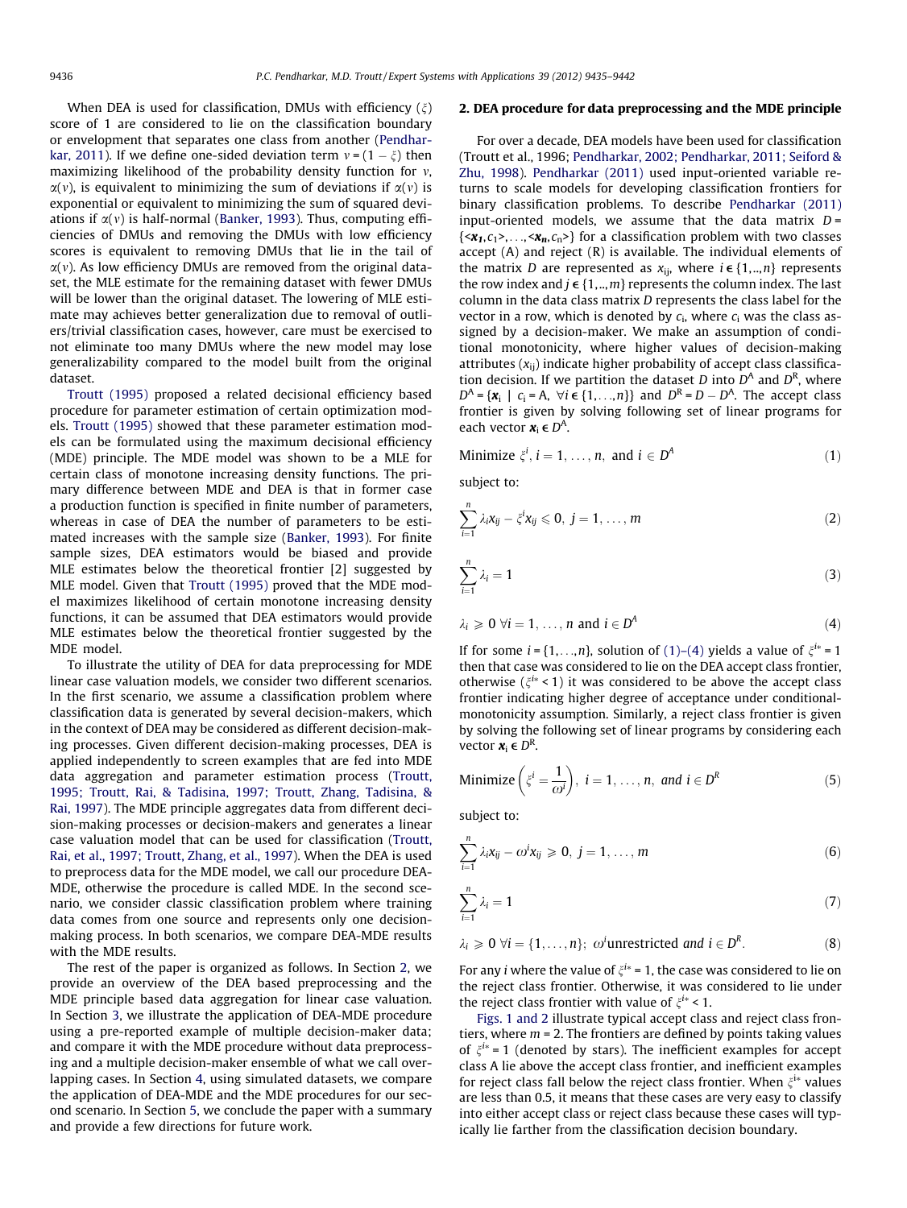When DEA is used for classification, DMUs with efficiency ($\xi$) score of 1 are considered to lie on the classification boundary or envelopment that separates one class from another (Pendharkar, 2011). If we define one-sided deviation term $\nu = (1 - \xi)$ then maximizing likelihood of the probability density function for $\nu$, $\alpha(\nu)$, is equivalent to minimizing the sum of deviations if $\alpha(\nu)$ is exponential or equivalent to minimizing the sum of squared deviations if $\alpha(\nu)$ is half-normal (Banker, 1993). Thus, computing efficiencies of DMUs and removing the DMUs with low efficiency scores is equivalent to removing DMUs that lie in the tail of $\alpha(\nu)$. As low efficiency DMUs are removed from the original dataset, the MLE estimate for the remaining dataset with fewer DMUs will be lower than the original dataset. The lowering of MLE estimate may achieves better generalization due to removal of outliers/trivial classification cases, however, care must be exercised to not eliminate too many DMUs where the new model may lose generalizability compared to the model built from the original dataset.

Troutt (1995) proposed a related decisional efficiency based procedure for parameter estimation of certain optimization models. Troutt (1995) showed that these parameter estimation models can be formulated using the maximum decisional efficiency (MDE) principle. The MDE model was shown to be a MLE for certain class of monotone increasing density functions. The primary difference between MDE and DEA is that in former case a production function is specified in finite number of parameters, whereas in case of DEA the number of parameters to be estimated increases with the sample size (Banker, 1993). For finite sample sizes, DEA estimators would be biased and provide MLE estimates below the theoretical frontier [2] suggested by MLE model. Given that Troutt (1995) proved that the MDE model maximizes likelihood of certain monotone increasing density functions, it can be assumed that DEA estimators would provide MLE estimates below the theoretical frontier suggested by the MDE model.

To illustrate the utility of DEA for data preprocessing for MDE linear case valuation models, we consider two different scenarios. In the first scenario, we assume a classification problem where classification data is generated by several decision-makers, which in the context of DEA may be considered as different decision-making processes. Given different decision-making processes, DEA is applied independently to screen examples that are fed into MDE data aggregation and parameter estimation process (Troutt, 1995; Troutt, Rai, & Tadisina, 1997; Troutt, Zhang, Tadisina, & Rai, 1997). The MDE principle aggregates data from different decision-making processes or decision-makers and generates a linear case valuation model that can be used for classification (Troutt, Rai, et al., 1997; Troutt, Zhang, et al., 1997). When the DEA is used to preprocess data for the MDE model, we call our procedure DEA-MDE, otherwise the procedure is called MDE. In the second scenario, we consider classic classification problem where training data comes from one source and represents only one decision-making process. In both scenarios, we compare DEA-MDE results with the MDE results.

The rest of the paper is organized as follows. In Section 2, we provide an overview of the DEA based preprocessing and the MDE principle based data aggregation for linear case valuation. In Section 3, we illustrate the application of DEA-MDE procedure using a pre-reported example of multiple decision-maker data; and compare it with the MDE procedure without data preprocessing and a multiple decision-maker ensemble of what we call overlapping cases. In Section 4, using simulated datasets, we compare the application of DEA-MDE and the MDE procedures for our second scenario. In Section 5, we conclude the paper with a summary and provide a few directions for future work.

## 2. DEA procedure for data preprocessing and the MDE principle

For over a decade, DEA models have been used for classification (Troutt et al., 1996; Pendharkar, 2002; Pendharkar, 2011; Seiford & Zhu, 1998). Pendharkar (2011) used input-oriented variable returns to scale models for developing classification frontiers for binary classification problems. To describe Pendharkar (2011) input-oriented models, we assume that the data matrix $D = \{<\boldsymbol{x}_1, c_1>, \ldots, <\boldsymbol{x}_n, c_n>\}$ for a classification problem with two classes accept (A) and reject (R) is available. The individual elements of the matrix $D$ are represented as $x_{ij}$, where $i \in \{1,..,n\}$ represents the row index and $j \in \{1,..,m\}$ represents the column index. The last column in the data class matrix $D$ represents the class label for the vector in a row, which is denoted by $c_i$, where $c_i$ was the class assigned by a decision-maker. We make an assumption of conditional monotonicity, where higher values of decision-making attributes ($x_{ij}$) indicate higher probability of accept class classification decision. If we partition the dataset $D$ into $D^A$ and $D^R$, where $D^A = \{\boldsymbol{x}_i \mid c_i = \text{A}, \ \forall i \in \{1,\ldots,n\}\}$ and $D^R = D - D^A$. The accept class frontier is given by solving following set of linear programs for each vector $\boldsymbol{x}_i \in D^A$.

$$\text{Minimize } \xi^i, i = 1, \ldots, n, \text{ and } i \in D^A \tag{1}$$

subject to:

$$\sum_{i=1}^{n} \lambda_i x_{ij} - \xi^i x_{ij} \leqslant 0, \ j = 1, \ldots, m \tag{2}$$

$$\sum_{i=1}^{n} \lambda_i = 1 \tag{3}$$

$$\lambda_i \geqslant 0 \ \forall i = 1, \ldots, n \text{ and } i \in D^A \tag{4}$$

If for some $i = \{1,\ldots,n\}$, solution of (1)–(4) yields a value of $\xi^{i*} = 1$ then that case was considered to lie on the DEA accept class frontier, otherwise ($\xi^{i*} < 1$) it was considered to be above the accept class frontier indicating higher degree of acceptance under conditional-monotonicity assumption. Similarly, a reject class frontier is given by solving the following set of linear programs by considering each vector $\boldsymbol{x}_i \in D^R$.

$$\text{Minimize} \left( \xi^i = \frac{1}{\omega^i} \right), \ i = 1, \ldots, n, \ \textit{and} \ i \in D^R \tag{5}$$

subject to:

$$\sum_{i=1}^{n} \lambda_i x_{ij} - \omega^i x_{ij} \geqslant 0, \ j = 1, \ldots, m \tag{6}$$

$$\sum_{i=1}^{n} \lambda_i = 1 \tag{7}$$

$$\lambda_i \geqslant 0 \ \forall i = \{1, \ldots, n\}; \ \omega^i \text{unrestricted } \textit{and} \ i \in D^R. \tag{8}$$

For any $i$ where the value of $\xi^{i*} = 1$, the case was considered to lie on the reject class frontier. Otherwise, it was considered to lie under the reject class frontier with value of $\xi^{i*} < 1$.

Figs. 1 and 2 illustrate typical accept class and reject class frontiers, where $m = 2$. The frontiers are defined by points taking values of $\xi^{i*} = 1$ (denoted by stars). The inefficient examples for accept class A lie above the accept class frontier, and inefficient examples for reject class fall below the reject class frontier. When $\xi^{i*}$ values are less than 0.5, it means that these cases are very easy to classify into either accept class or reject class because these cases will typically lie farther from the classification decision boundary.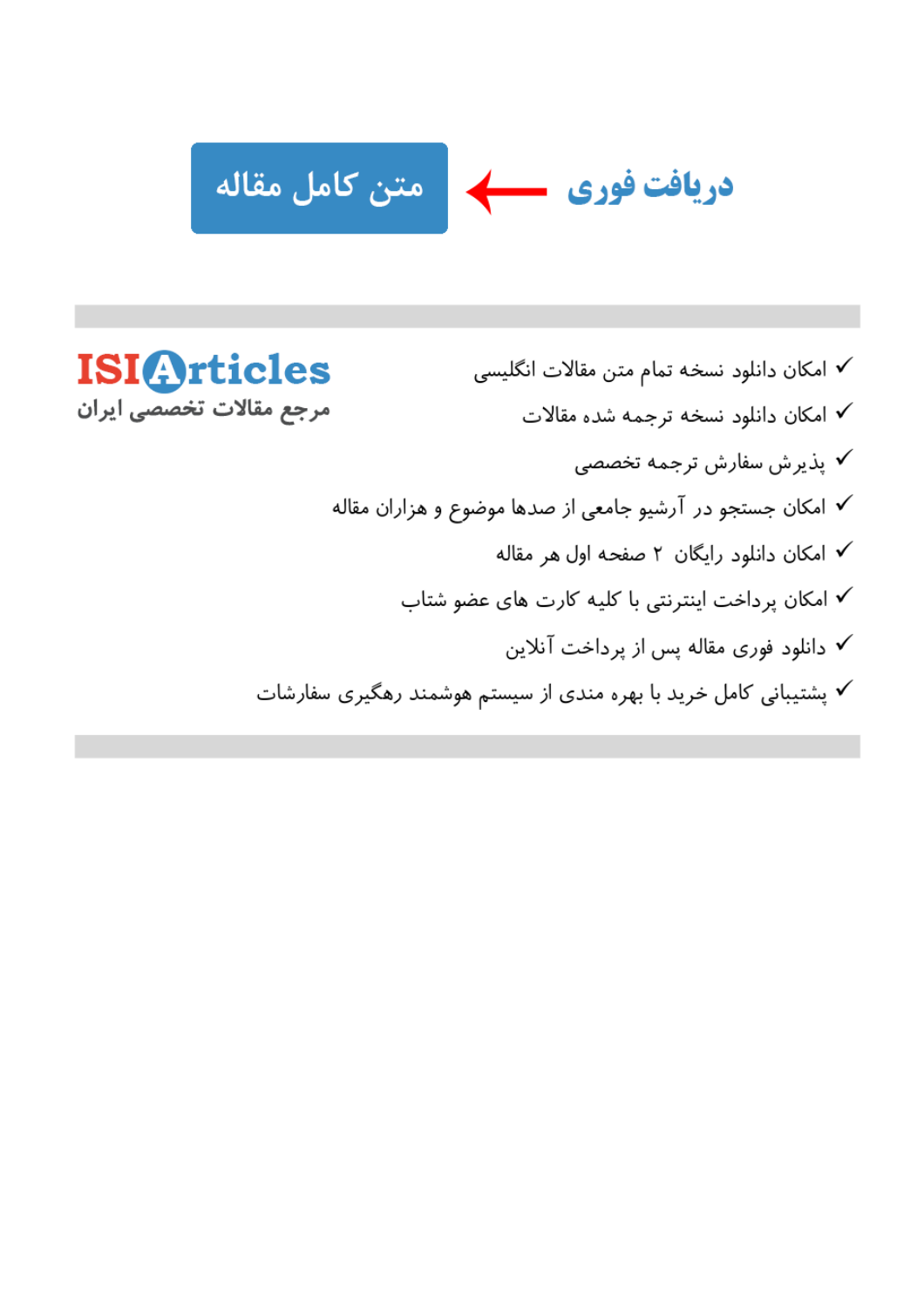دریافت فوری ← **متن کامل مقاله**

**ISIArticles**
مرجع مقالات تخصصی ایران

- ✓ امکان دانلود نسخه تمام متن مقالات انگلیسی
- ✓ امکان دانلود نسخه ترجمه شده مقالات
- ✓ پذیرش سفارش ترجمه تخصصی
- ✓ امکان جستجو در آرشیو جامعی از صدها موضوع و هزاران مقاله
- ✓ امکان دانلود رایگان ۲ صفحه اول هر مقاله
- ✓ امکان پرداخت اینترنتی با کلیه کارت های عضو شتاب
- ✓ دانلود فوری مقاله پس از پرداخت آنلاین
- ✓ پشتیبانی کامل خرید با بهره مندی از سیستم هوشمند رهگیری سفارشات